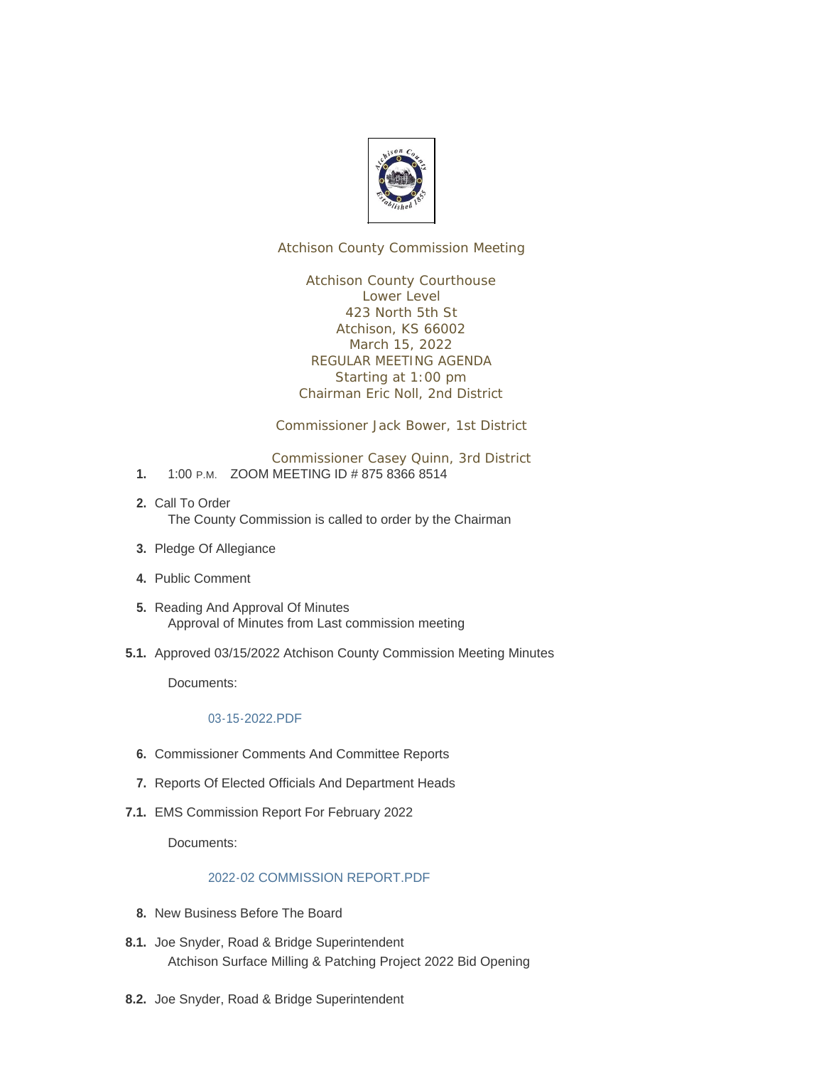Atchison County Commission Meeting

Atchison County Courthouse
Lower Level
423 North 5th St
Atchison, KS 66002
March 15, 2022
REGULAR MEETING AGENDA
Starting at 1:00 pm
Chairman Eric Noll, 2nd District

Commissioner Jack Bower, 1st District

Commissioner Casey Quinn, 3rd District

**1.** 1:00 P.M. ZOOM MEETING ID # 875 8366 8514

**2.** Call To Order
The County Commission is called to order by the Chairman

**3.** Pledge Of Allegiance

**4.** Public Comment

**5.** Reading And Approval Of Minutes
Approval of Minutes from Last commission meeting

**5.1.** Approved 03/15/2022 Atchison County Commission Meeting Minutes

Documents:

03-15-2022.PDF

**6.** Commissioner Comments And Committee Reports

**7.** Reports Of Elected Officials And Department Heads

**7.1.** EMS Commission Report For February 2022

Documents:

2022-02 COMMISSION REPORT.PDF

**8.** New Business Before The Board

**8.1.** Joe Snyder, Road & Bridge Superintendent
Atchison Surface Milling & Patching Project 2022 Bid Opening

**8.2.** Joe Snyder, Road & Bridge Superintendent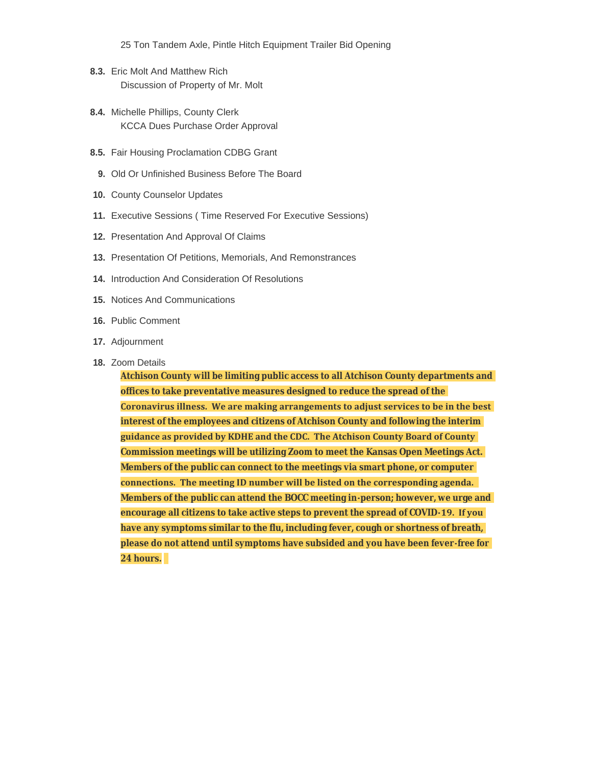25 Ton Tandem Axle, Pintle Hitch Equipment Trailer Bid Opening

**8.3.** Eric Molt And Matthew Rich
Discussion of Property of Mr. Molt

**8.4.** Michelle Phillips, County Clerk
KCCA Dues Purchase Order Approval

**8.5.** Fair Housing Proclamation CDBG Grant

**9.** Old Or Unfinished Business Before The Board

**10.** County Counselor Updates

**11.** Executive Sessions ( Time Reserved For Executive Sessions)

**12.** Presentation And Approval Of Claims

**13.** Presentation Of Petitions, Memorials, And Remonstrances

**14.** Introduction And Consideration Of Resolutions

**15.** Notices And Communications

**16.** Public Comment

**17.** Adjournment

**18.** Zoom Details

**Atchison County will be limiting public access to all Atchison County departments and offices to take preventative measures designed to reduce the spread of the Coronavirus illness. We are making arrangements to adjust services to be in the best interest of the employees and citizens of Atchison County and following the interim guidance as provided by KDHE and the CDC. The Atchison County Board of County Commission meetings will be utilizing Zoom to meet the Kansas Open Meetings Act. Members of the public can connect to the meetings via smart phone, or computer connections. The meeting ID number will be listed on the corresponding agenda. Members of the public can attend the BOCC meeting in-person; however, we urge and encourage all citizens to take active steps to prevent the spread of COVID-19. If you have any symptoms similar to the flu, including fever, cough or shortness of breath, please do not attend until symptoms have subsided and you have been fever-free for 24 hours.**